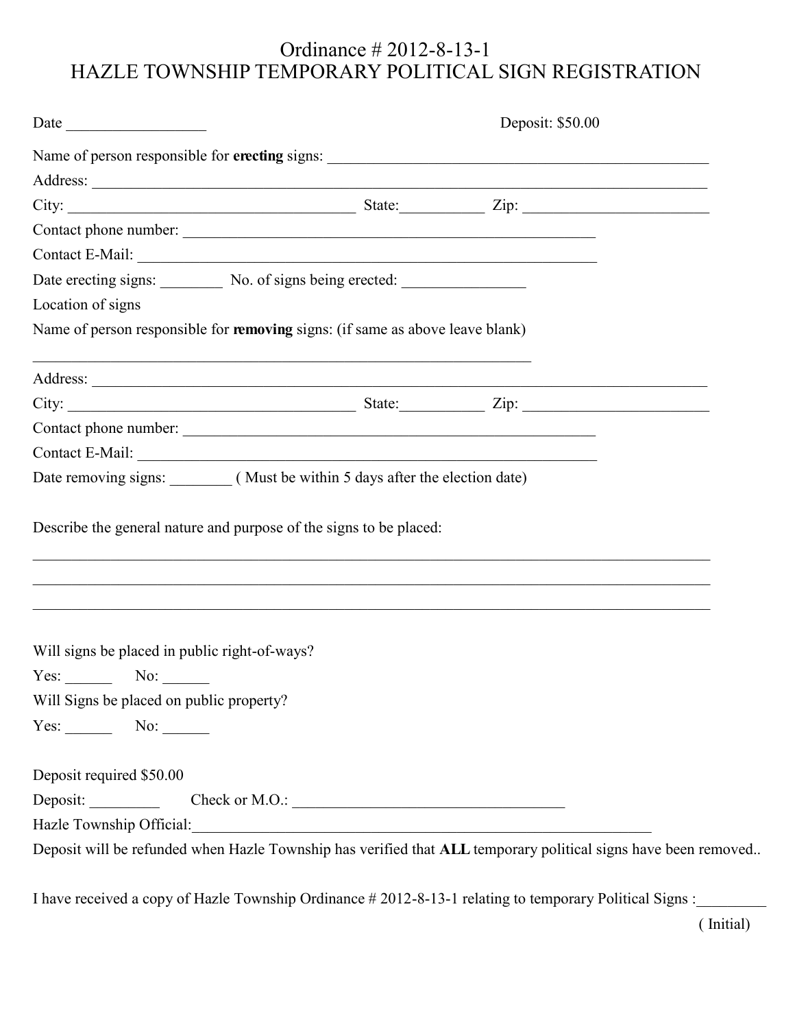# Ordinance # 2012-8-13-1
# HAZLE TOWNSHIP TEMPORARY POLITICAL SIGN REGISTRATION

Date __________________ Deposit: $50.00

Name of person responsible for **erecting** signs: ________________________________________________

Address: ______________________________________________________________________________

City: ____________________________________ State:___________ Zip: ________________________

Contact phone number: ______________________________________________________

Contact E-Mail: ____________________________________________________________

Date erecting signs: ________ No. of signs being erected: ________________

Location of signs

Name of person responsible for **removing** signs: (if same as above leave blank)

_____________________________________________________________________

Address: ______________________________________________________________________________

City: ____________________________________ State:___________ Zip: ________________________

Contact phone number: ______________________________________________________

Contact E-Mail: ____________________________________________________________

Date removing signs: ________ ( Must be within 5 days after the election date)

Describe the general nature and purpose of the signs to be placed:

______________________________________________________________________________________

______________________________________________________________________________________

______________________________________________________________________________________

Will signs be placed in public right-of-ways?

Yes: ______ No: ______

Will Signs be placed on public property?

Yes: ______ No: ______

Deposit required $50.00

Deposit: _________ Check or M.O.: ___________________________________

Hazle Township Official:_____________________________________________________________

Deposit will be refunded when Hazle Township has verified that **ALL** temporary political signs have been removed..

I have received a copy of Hazle Township Ordinance # 2012-8-13-1 relating to temporary Political Signs :_________

( Initial)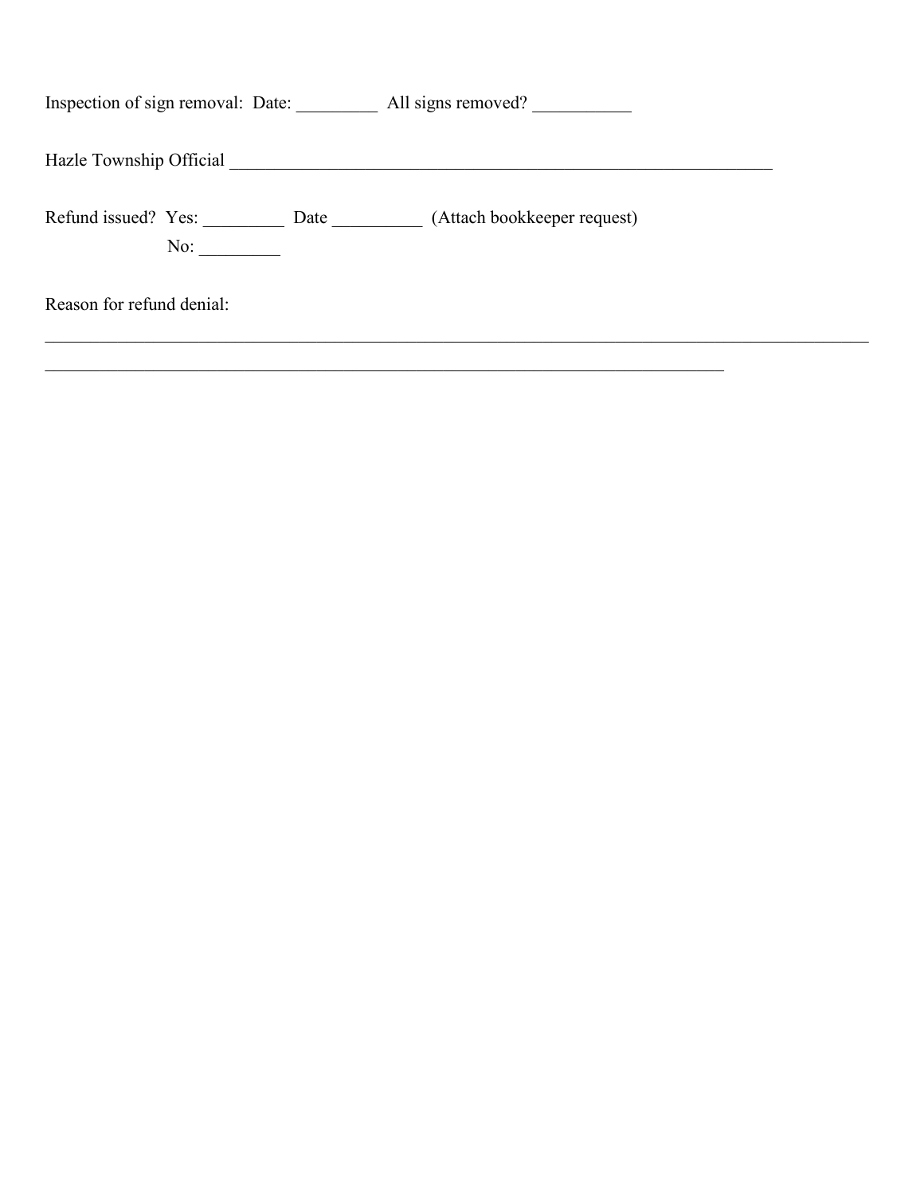Inspection of sign removal: Date: _________ All signs removed? ___________

Hazle Township Official _______________________________________________________________

Refund issued? Yes: _________ Date __________ (Attach bookkeeper request)

No: _________

Reason for refund denial:

_______________________________________________________________________________________________

_______________________________________________________________________________